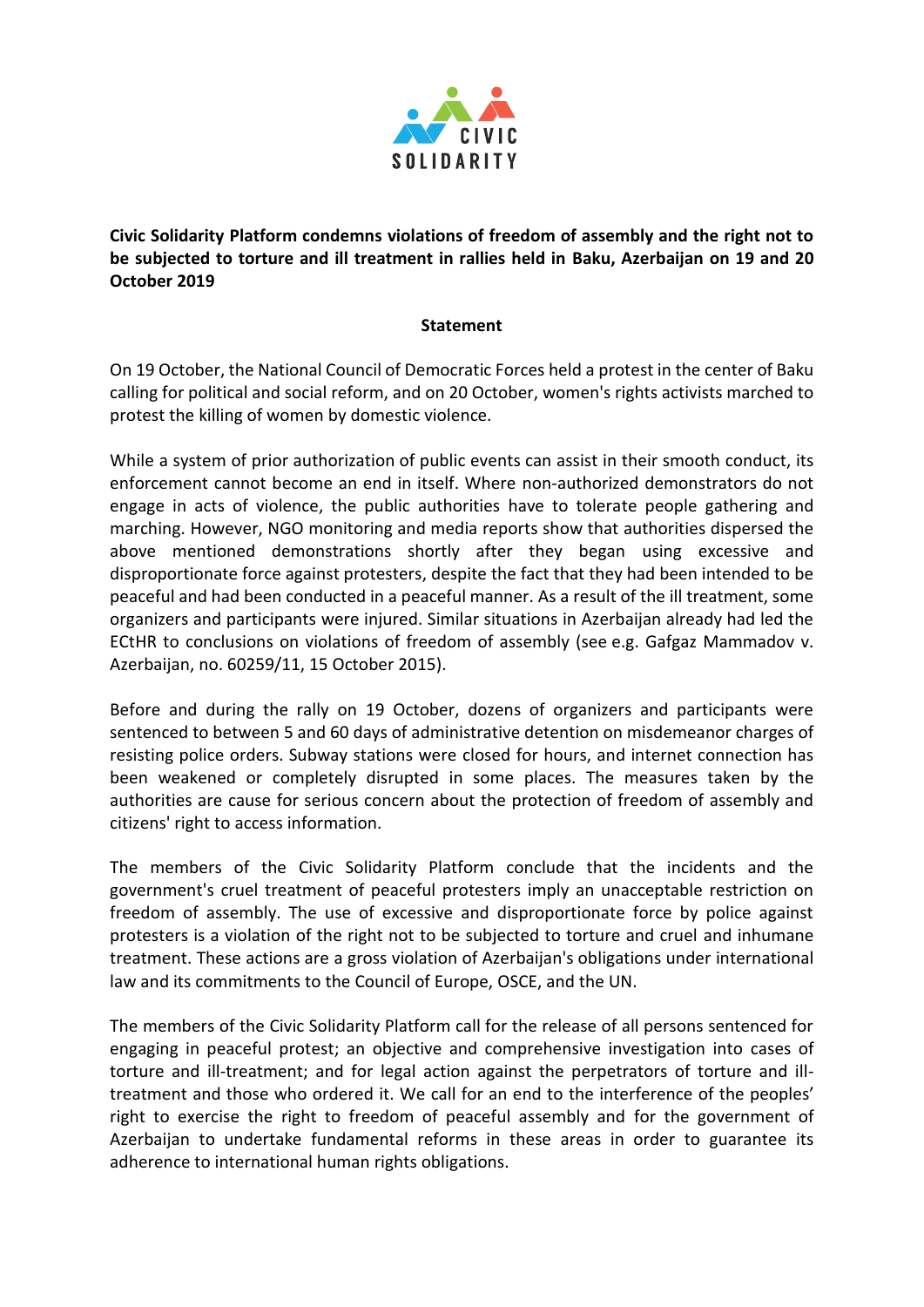**Civic Solidarity Platform condemns violations of freedom of assembly and the right not to be subjected to torture and ill treatment in rallies held in Baku, Azerbaijan on 19 and 20 October 2019**

**Statement**

On 19 October, the National Council of Democratic Forces held a protest in the center of Baku calling for political and social reform, and on 20 October, women's rights activists marched to protest the killing of women by domestic violence.

While a system of prior authorization of public events can assist in their smooth conduct, its enforcement cannot become an end in itself. Where non-authorized demonstrators do not engage in acts of violence, the public authorities have to tolerate people gathering and marching. However, NGO monitoring and media reports show that authorities dispersed the above mentioned demonstrations shortly after they began using excessive and disproportionate force against protesters, despite the fact that they had been intended to be peaceful and had been conducted in a peaceful manner. As a result of the ill treatment, some organizers and participants were injured. Similar situations in Azerbaijan already had led the ECtHR to conclusions on violations of freedom of assembly (see e.g. Gafgaz Mammadov v. Azerbaijan, no. 60259/11, 15 October 2015).

Before and during the rally on 19 October, dozens of organizers and participants were sentenced to between 5 and 60 days of administrative detention on misdemeanor charges of resisting police orders. Subway stations were closed for hours, and internet connection has been weakened or completely disrupted in some places. The measures taken by the authorities are cause for serious concern about the protection of freedom of assembly and citizens' right to access information.

The members of the Civic Solidarity Platform conclude that the incidents and the government's cruel treatment of peaceful protesters imply an unacceptable restriction on freedom of assembly. The use of excessive and disproportionate force by police against protesters is a violation of the right not to be subjected to torture and cruel and inhumane treatment. These actions are a gross violation of Azerbaijan's obligations under international law and its commitments to the Council of Europe, OSCE, and the UN.

The members of the Civic Solidarity Platform call for the release of all persons sentenced for engaging in peaceful protest; an objective and comprehensive investigation into cases of torture and ill-treatment; and for legal action against the perpetrators of torture and ill-treatment and those who ordered it. We call for an end to the interference of the peoples' right to exercise the right to freedom of peaceful assembly and for the government of Azerbaijan to undertake fundamental reforms in these areas in order to guarantee its adherence to international human rights obligations.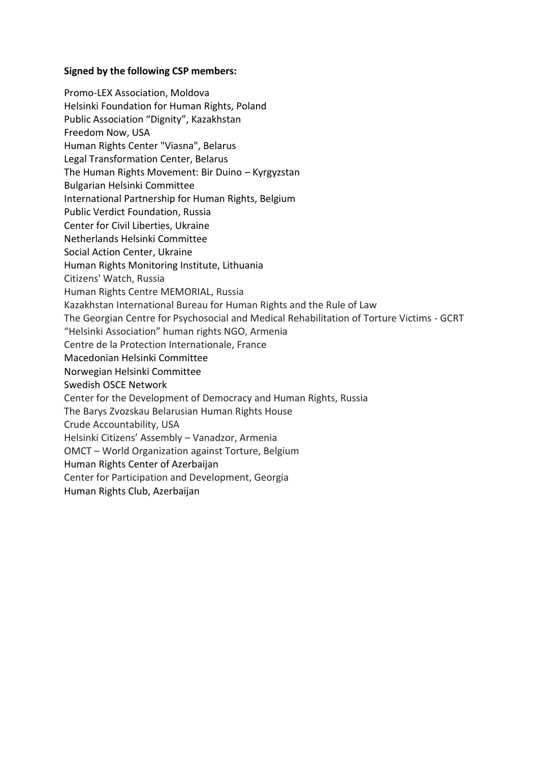**Signed by the following CSP members:**

Promo-LEX Association, Moldova
Helsinki Foundation for Human Rights, Poland
Public Association "Dignity", Kazakhstan
Freedom Now, USA
Human Rights Center "Viasna", Belarus
Legal Transformation Center, Belarus
The Human Rights Movement: Bir Duino – Kyrgyzstan
Bulgarian Helsinki Committee
International Partnership for Human Rights, Belgium
Public Verdict Foundation, Russia
Center for Civil Liberties, Ukraine
Netherlands Helsinki Committee
Social Action Center, Ukraine
Human Rights Monitoring Institute, Lithuania
Citizens' Watch, Russia
Human Rights Centre MEMORIAL, Russia
Kazakhstan International Bureau for Human Rights and the Rule of Law
The Georgian Centre for Psychosocial and Medical Rehabilitation of Torture Victims - GCRT
"Helsinki Association" human rights NGO, Armenia
Centre de la Protection Internationale, France
Macedonian Helsinki Committee
Norwegian Helsinki Committee
Swedish OSCE Network
Center for the Development of Democracy and Human Rights, Russia
The Barys Zvozskau Belarusian Human Rights House
Crude Accountability, USA
Helsinki Citizens' Assembly – Vanadzor, Armenia
OMCT – World Organization against Torture, Belgium
Human Rights Center of Azerbaijan
Center for Participation and Development, Georgia
Human Rights Club, Azerbaijan